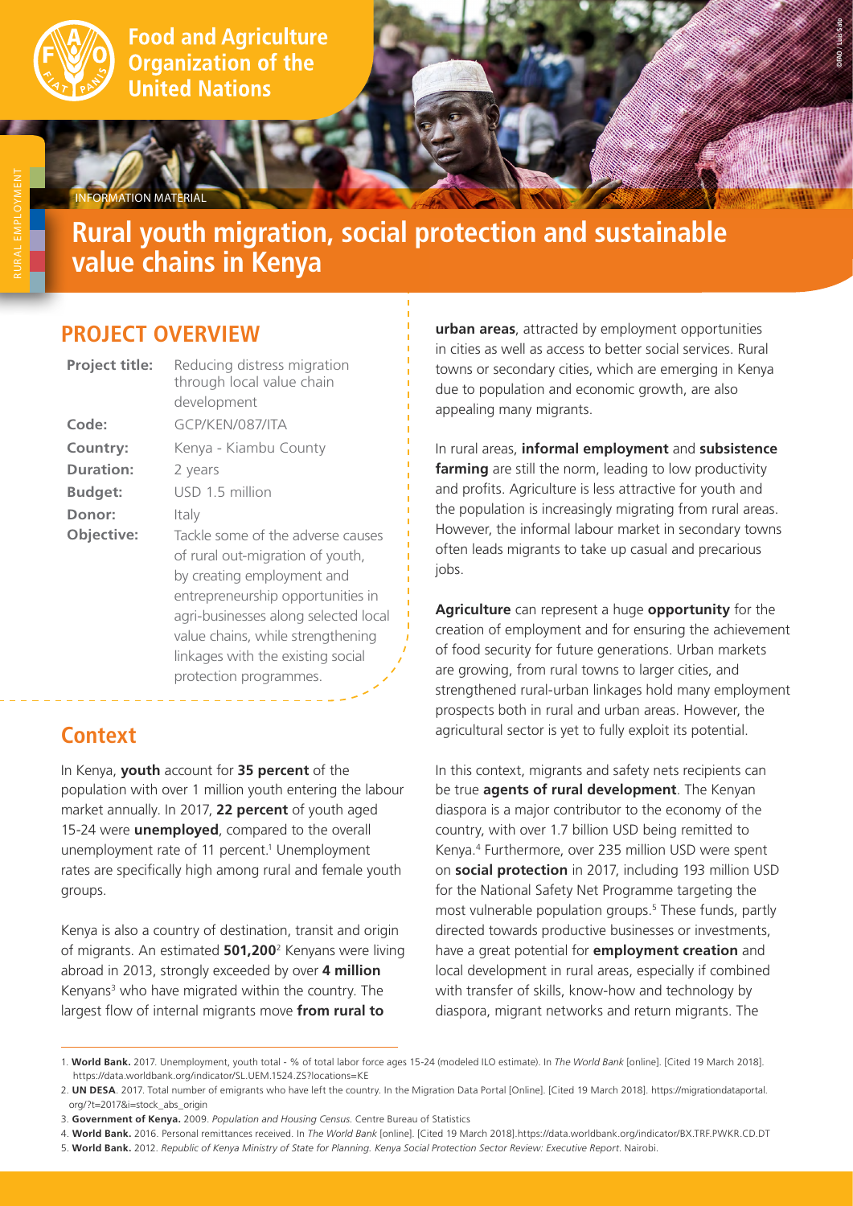**Food and Agriculture Organization of the United Nations**

INFORMATION MATERIAL

# Rural youth migration, social protection and sustainable value chains in Kenya

## PROJECT OVERVIEW

| | |
|---|---|
| **Project title:** | Reducing distress migration through local value chain development |
| **Code:** | GCP/KEN/087/ITA |
| **Country:** | Kenya - Kiambu County |
| **Duration:** | 2 years |
| **Budget:** | USD 1.5 million |
| **Donor:** | Italy |
| **Objective:** | Tackle some of the adverse causes of rural out-migration of youth, by creating employment and entrepreneurship opportunities in agri-businesses along selected local value chains, while strengthening linkages with the existing social protection programmes. |

## Context

In Kenya, **youth** account for **35 percent** of the population with over 1 million youth entering the labour market annually. In 2017, **22 percent** of youth aged 15-24 were **unemployed**, compared to the overall unemployment rate of 11 percent.[1] Unemployment rates are specifically high among rural and female youth groups.

Kenya is also a country of destination, transit and origin of migrants. An estimated **501,200**[2] Kenyans were living abroad in 2013, strongly exceeded by over **4 million** Kenyans[3] who have migrated within the country. The largest flow of internal migrants move **from rural to urban areas**, attracted by employment opportunities in cities as well as access to better social services. Rural towns or secondary cities, which are emerging in Kenya due to population and economic growth, are also appealing many migrants.

In rural areas, **informal employment** and **subsistence farming** are still the norm, leading to low productivity and profits. Agriculture is less attractive for youth and the population is increasingly migrating from rural areas. However, the informal labour market in secondary towns often leads migrants to take up casual and precarious jobs.

**Agriculture** can represent a huge **opportunity** for the creation of employment and for ensuring the achievement of food security for future generations. Urban markets are growing, from rural towns to larger cities, and strengthened rural-urban linkages hold many employment prospects both in rural and urban areas. However, the agricultural sector is yet to fully exploit its potential.

In this context, migrants and safety nets recipients can be true **agents of rural development**. The Kenyan diaspora is a major contributor to the economy of the country, with over 1.7 billion USD being remitted to Kenya.[4] Furthermore, over 235 million USD were spent on **social protection** in 2017, including 193 million USD for the National Safety Net Programme targeting the most vulnerable population groups.[5] These funds, partly directed towards productive businesses or investments, have a great potential for **employment creation** and local development in rural areas, especially if combined with transfer of skills, know-how and technology by diaspora, migrant networks and return migrants. The

1. **World Bank.** 2017. Unemployment, youth total - % of total labor force ages 15-24 (modeled ILO estimate). In *The World Bank* [online]. [Cited 19 March 2018]. https://data.worldbank.org/indicator/SL.UEM.1524.ZS?locations=KE
2. **UN DESA**. 2017. Total number of emigrants who have left the country. In the Migration Data Portal [Online]. [Cited 19 March 2018]. https://migrationdataportal.org/?t=2017&i=stock_abs_origin
3. **Government of Kenya.** 2009. *Population and Housing Census.* Centre Bureau of Statistics
4. **World Bank.** 2016. Personal remittances received. In *The World Bank* [online]. [Cited 19 March 2018].https://data.worldbank.org/indicator/BX.TRF.PWKR.CD.DT
5. **World Bank.** 2012. *Republic of Kenya Ministry of State for Planning. Kenya Social Protection Sector Review: Executive Report*. Nairobi.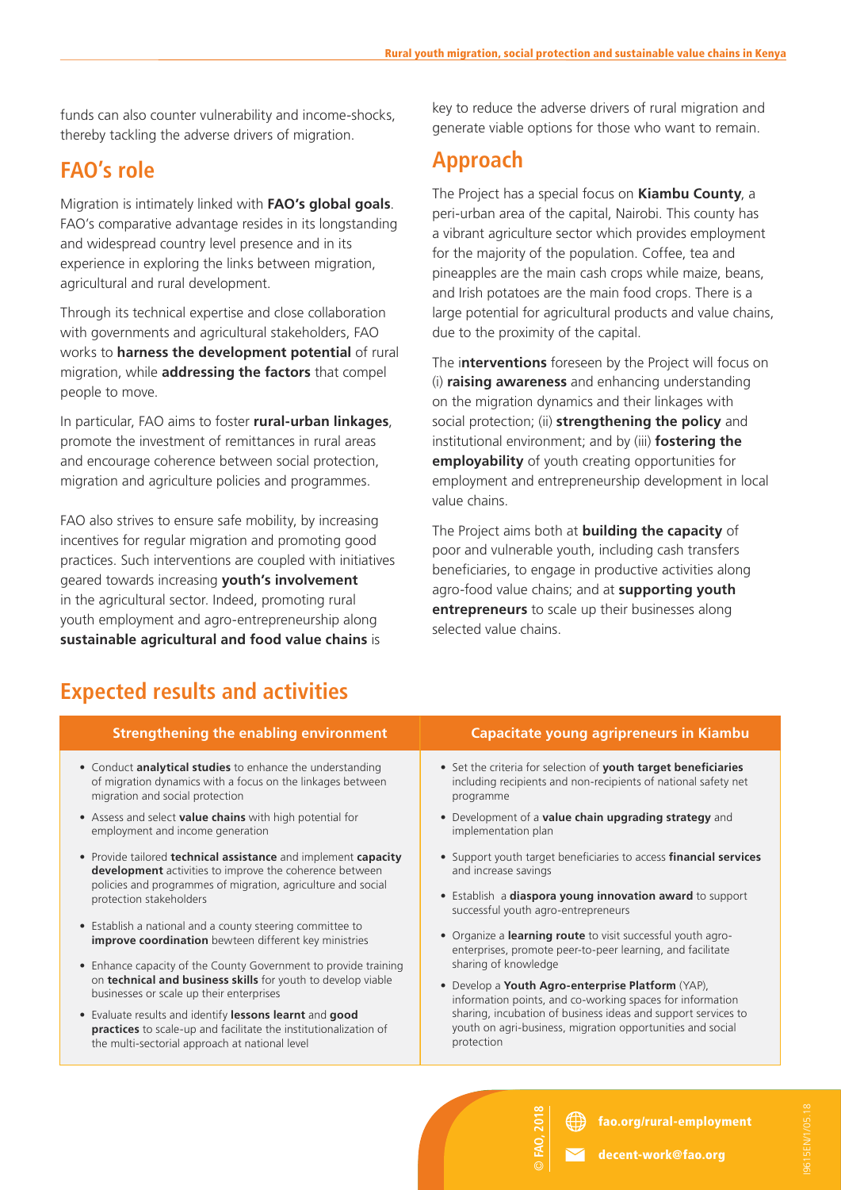funds can also counter vulnerability and income-shocks, thereby tackling the adverse drivers of migration.

## FAO's role

Migration is intimately linked with **FAO's global goals**. FAO's comparative advantage resides in its longstanding and widespread country level presence and in its experience in exploring the links between migration, agricultural and rural development.

Through its technical expertise and close collaboration with governments and agricultural stakeholders, FAO works to **harness the development potential** of rural migration, while **addressing the factors** that compel people to move.

In particular, FAO aims to foster **rural-urban linkages**, promote the investment of remittances in rural areas and encourage coherence between social protection, migration and agriculture policies and programmes.

FAO also strives to ensure safe mobility, by increasing incentives for regular migration and promoting good practices. Such interventions are coupled with initiatives geared towards increasing **youth's involvement** in the agricultural sector. Indeed, promoting rural youth employment and agro-entrepreneurship along **sustainable agricultural and food value chains** is key to reduce the adverse drivers of rural migration and generate viable options for those who want to remain.

## Approach

The Project has a special focus on **Kiambu County**, a peri-urban area of the capital, Nairobi. This county has a vibrant agriculture sector which provides employment for the majority of the population. Coffee, tea and pineapples are the main cash crops while maize, beans, and Irish potatoes are the main food crops. There is a large potential for agricultural products and value chains, due to the proximity of the capital.

The i**nterventions** foreseen by the Project will focus on (i) **raising awareness** and enhancing understanding on the migration dynamics and their linkages with social protection; (ii) **strengthening the policy** and institutional environment; and by (iii) **fostering the employability** of youth creating opportunities for employment and entrepreneurship development in local value chains.

The Project aims both at **building the capacity** of poor and vulnerable youth, including cash transfers beneficiaries, to engage in productive activities along agro-food value chains; and at **supporting youth entrepreneurs** to scale up their businesses along selected value chains.

## Expected results and activities

### Strengthening the enabling environment

- Conduct **analytical studies** to enhance the understanding of migration dynamics with a focus on the linkages between migration and social protection
- Assess and select **value chains** with high potential for employment and income generation
- Provide tailored **technical assistance** and implement **capacity development** activities to improve the coherence between policies and programmes of migration, agriculture and social protection stakeholders
- Establish a national and a county steering committee to **improve coordination** bewteen different key ministries
- Enhance capacity of the County Government to provide training on **technical and business skills** for youth to develop viable businesses or scale up their enterprises
- Evaluate results and identify **lessons learnt** and **good practices** to scale-up and facilitate the institutionalization of the multi-sectorial approach at national level

### Capacitate young agripreneurs in Kiambu

- Set the criteria for selection of **youth target beneficiaries** including recipients and non-recipients of national safety net programme
- Development of a **value chain upgrading strategy** and implementation plan
- Support youth target beneficiaries to access **financial services** and increase savings
- Establish a **diaspora young innovation award** to support successful youth agro-entrepreneurs
- Organize a **learning route** to visit successful youth agro-enterprises, promote peer-to-peer learning, and facilitate sharing of knowledge
- Develop a **Youth Agro-enterprise Platform** (YAP), information points, and co-working spaces for information sharing, incubation of business ideas and support services to youth on agri-business, migration opportunities and social protection

© FAO, 2018

fao.org/rural-employment

decent-work@fao.org

I9615EN/1/05.18